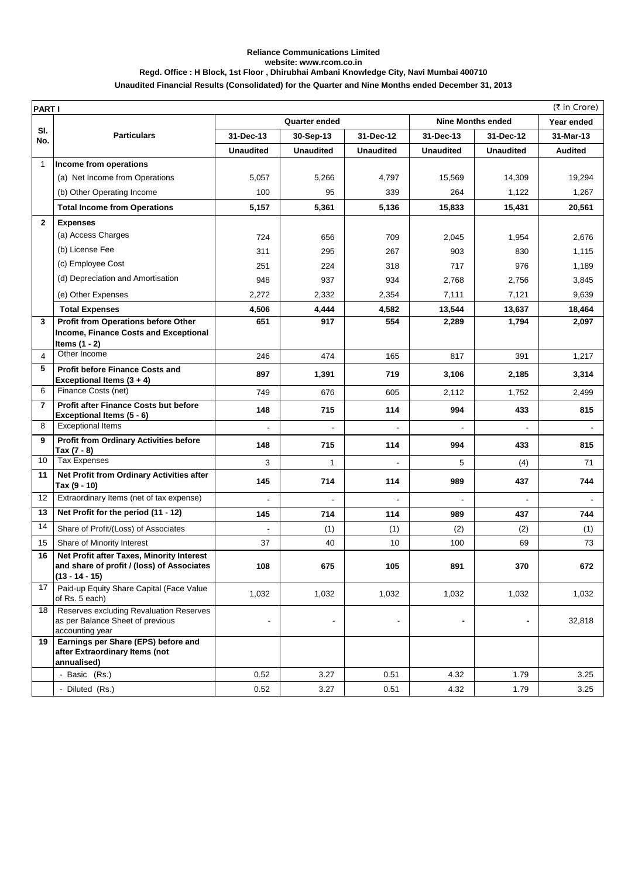**Reliance Communications Limited**
**website: www.rcom.co.in**
**Regd. Office : H Block, 1st Floor , Dhirubhai Ambani Knowledge City, Navi Mumbai 400710**
**Unaudited Financial Results (Consolidated) for the Quarter and Nine Months ended December 31, 2013**

**PART I** (₹ in Crore)

| Sl. No. | Particulars | Quarter ended | | | Nine Months ended | | Year ended |
|---|---|---|---|---|---|---|---|
| | | 31-Dec-13 | 30-Sep-13 | 31-Dec-12 | 31-Dec-13 | 31-Dec-12 | 31-Mar-13 |
| | | **Unaudited** | **Unaudited** | **Unaudited** | **Unaudited** | **Unaudited** | **Audited** |
| 1 | **Income from operations** | | | | | | |
| | (a) Net Income from Operations | 5,057 | 5,266 | 4,797 | 15,569 | 14,309 | 19,294 |
| | (b) Other Operating Income | 100 | 95 | 339 | 264 | 1,122 | 1,267 |
| | **Total Income from Operations** | **5,157** | **5,361** | **5,136** | **15,833** | **15,431** | **20,561** |
| **2** | **Expenses** | | | | | | |
| | (a) Access Charges | 724 | 656 | 709 | 2,045 | 1,954 | 2,676 |
| | (b) License Fee | 311 | 295 | 267 | 903 | 830 | 1,115 |
| | (c) Employee Cost | 251 | 224 | 318 | 717 | 976 | 1,189 |
| | (d) Depreciation and Amortisation | 948 | 937 | 934 | 2,768 | 2,756 | 3,845 |
| | (e) Other Expenses | 2,272 | 2,332 | 2,354 | 7,111 | 7,121 | 9,639 |
| | **Total Expenses** | **4,506** | **4,444** | **4,582** | **13,544** | **13,637** | **18,464** |
| **3** | **Profit from Operations before Other Income, Finance Costs and Exceptional Items (1 - 2)** | **651** | **917** | **554** | **2,289** | **1,794** | **2,097** |
| 4 | Other Income | 246 | 474 | 165 | 817 | 391 | 1,217 |
| **5** | **Profit before Finance Costs and Exceptional Items (3 + 4)** | **897** | **1,391** | **719** | **3,106** | **2,185** | **3,314** |
| 6 | Finance Costs (net) | 749 | 676 | 605 | 2,112 | 1,752 | 2,499 |
| **7** | **Profit after Finance Costs but before Exceptional Items (5 - 6)** | **148** | **715** | **114** | **994** | **433** | **815** |
| 8 | Exceptional Items | - | - | - | - | - | - |
| **9** | **Profit from Ordinary Activities before Tax (7 - 8)** | **148** | **715** | **114** | **994** | **433** | **815** |
| 10 | Tax Expenses | 3 | 1 | - | 5 | (4) | 71 |
| **11** | **Net Profit from Ordinary Activities after Tax (9 - 10)** | **145** | **714** | **114** | **989** | **437** | **744** |
| 12 | Extraordinary Items (net of tax expense) | - | - | - | - | - | - |
| **13** | **Net Profit for the period (11 - 12)** | **145** | **714** | **114** | **989** | **437** | **744** |
| 14 | Share of Profit/(Loss) of Associates | - | (1) | (1) | (2) | (2) | (1) |
| 15 | Share of Minority Interest | 37 | 40 | 10 | 100 | 69 | 73 |
| **16** | **Net Profit after Taxes, Minority Interest and share of profit / (loss) of Associates (13 - 14 - 15)** | **108** | **675** | **105** | **891** | **370** | **672** |
| 17 | Paid-up Equity Share Capital (Face Value of Rs. 5 each) | 1,032 | 1,032 | 1,032 | 1,032 | 1,032 | 1,032 |
| 18 | Reserves excluding Revaluation Reserves as per Balance Sheet of previous accounting year | - | - | - | - | - | 32,818 |
| **19** | **Earnings per Share (EPS) before and after Extraordinary Items (not annualised)** | | | | | | |
| | - Basic (Rs.) | 0.52 | 3.27 | 0.51 | 4.32 | 1.79 | 3.25 |
| | - Diluted (Rs.) | 0.52 | 3.27 | 0.51 | 4.32 | 1.79 | 3.25 |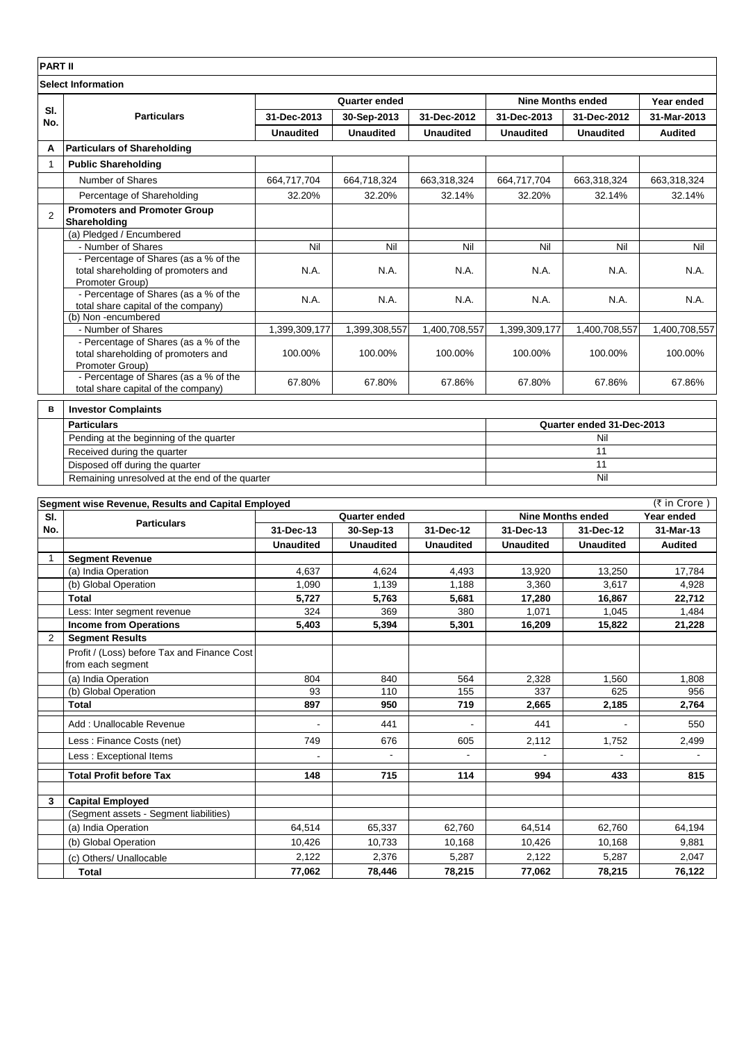**PART II**

**Select Information**

| Sl. No. | Particulars | Quarter ended | | | Nine Months ended | | Year ended |
|---|---|---|---|---|---|---|---|
| | | 31-Dec-2013 | 30-Sep-2013 | 31-Dec-2012 | 31-Dec-2013 | 31-Dec-2012 | 31-Mar-2013 |
| | | Unaudited | Unaudited | Unaudited | Unaudited | Unaudited | Audited |
| A | **Particulars of Shareholding** | | | | | | |
| 1 | **Public Shareholding** | | | | | | |
| | Number of Shares | 664,717,704 | 664,718,324 | 663,318,324 | 664,717,704 | 663,318,324 | 663,318,324 |
| | Percentage of Shareholding | 32.20% | 32.20% | 32.14% | 32.20% | 32.14% | 32.14% |
| 2 | **Promoters and Promoter Group Shareholding** | | | | | | |
| | (a) Pledged / Encumbered | | | | | | |
| | - Number of Shares | Nil | Nil | Nil | Nil | Nil | Nil |
| | - Percentage of Shares (as a % of the total shareholding of promoters and Promoter Group) | N.A. | N.A. | N.A. | N.A. | N.A. | N.A. |
| | - Percentage of Shares (as a % of the total share capital of the company) | N.A. | N.A. | N.A. | N.A. | N.A. | N.A. |
| | (b) Non -encumbered | | | | | | |
| | - Number of Shares | 1,399,309,177 | 1,399,308,557 | 1,400,708,557 | 1,399,309,177 | 1,400,708,557 | 1,400,708,557 |
| | - Percentage of Shares (as a % of the total shareholding of promoters and Promoter Group) | 100.00% | 100.00% | 100.00% | 100.00% | 100.00% | 100.00% |
| | - Percentage of Shares (as a % of the total share capital of the company) | 67.80% | 67.80% | 67.86% | 67.80% | 67.86% | 67.86% |

| B | **Investor Complaints** | |
|---|---|---|
| | **Particulars** | **Quarter ended 31-Dec-2013** |
| | Pending at the beginning of the quarter | Nil |
| | Received during the quarter | 11 |
| | Disposed off during the quarter | 11 |
| | Remaining unresolved at the end of the quarter | Nil |

**Segment wise Revenue, Results and Capital Employed** (₹ in Crore )

| Sl. No. | Particulars | Quarter ended | | | Nine Months ended | | Year ended |
|---|---|---|---|---|---|---|---|
| | | 31-Dec-13 | 30-Sep-13 | 31-Dec-12 | 31-Dec-13 | 31-Dec-12 | 31-Mar-13 |
| | | Unaudited | Unaudited | Unaudited | Unaudited | Unaudited | Audited |
| 1 | **Segment Revenue** | | | | | | |
| | (a) India Operation | 4,637 | 4,624 | 4,493 | 13,920 | 13,250 | 17,784 |
| | (b) Global Operation | 1,090 | 1,139 | 1,188 | 3,360 | 3,617 | 4,928 |
| | **Total** | **5,727** | **5,763** | **5,681** | **17,280** | **16,867** | **22,712** |
| | Less: Inter segment revenue | 324 | 369 | 380 | 1,071 | 1,045 | 1,484 |
| | **Income from Operations** | **5,403** | **5,394** | **5,301** | **16,209** | **15,822** | **21,228** |
| 2 | **Segment Results** | | | | | | |
| | Profit / (Loss) before Tax and Finance Cost from each segment | | | | | | |
| | (a) India Operation | 804 | 840 | 564 | 2,328 | 1,560 | 1,808 |
| | (b) Global Operation | 93 | 110 | 155 | 337 | 625 | 956 |
| | **Total** | **897** | **950** | **719** | **2,665** | **2,185** | **2,764** |
| | Add : Unallocable Revenue | - | 441 | - | 441 | - | 550 |
| | Less : Finance Costs (net) | 749 | 676 | 605 | 2,112 | 1,752 | 2,499 |
| | Less : Exceptional Items | - | - | - | - | - | - |
| | **Total Profit before Tax** | **148** | **715** | **114** | **994** | **433** | **815** |
| 3 | **Capital Employed** | | | | | | |
| | (Segment assets - Segment liabilities) | | | | | | |
| | (a) India Operation | 64,514 | 65,337 | 62,760 | 64,514 | 62,760 | 64,194 |
| | (b) Global Operation | 10,426 | 10,733 | 10,168 | 10,426 | 10,168 | 9,881 |
| | (c) Others/ Unallocable | 2,122 | 2,376 | 5,287 | 2,122 | 5,287 | 2,047 |
| | **Total** | **77,062** | **78,446** | **78,215** | **77,062** | **78,215** | **76,122** |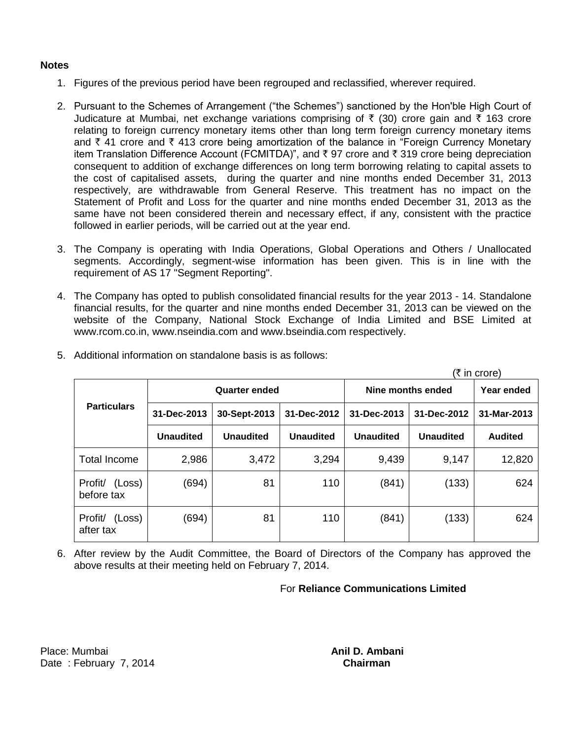**Notes**

1. Figures of the previous period have been regrouped and reclassified, wherever required.

2. Pursuant to the Schemes of Arrangement ("the Schemes") sanctioned by the Hon'ble High Court of Judicature at Mumbai, net exchange variations comprising of ₹ (30) crore gain and ₹ 163 crore relating to foreign currency monetary items other than long term foreign currency monetary items and ₹ 41 crore and ₹ 413 crore being amortization of the balance in "Foreign Currency Monetary item Translation Difference Account (FCMITDA)", and ₹ 97 crore and ₹ 319 crore being depreciation consequent to addition of exchange differences on long term borrowing relating to capital assets to the cost of capitalised assets, during the quarter and nine months ended December 31, 2013 respectively, are withdrawable from General Reserve. This treatment has no impact on the Statement of Profit and Loss for the quarter and nine months ended December 31, 2013 as the same have not been considered therein and necessary effect, if any, consistent with the practice followed in earlier periods, will be carried out at the year end.

3. The Company is operating with India Operations, Global Operations and Others / Unallocated segments. Accordingly, segment-wise information has been given. This is in line with the requirement of AS 17 "Segment Reporting".

4. The Company has opted to publish consolidated financial results for the year 2013 - 14. Standalone financial results, for the quarter and nine months ended December 31, 2013 can be viewed on the website of the Company, National Stock Exchange of India Limited and BSE Limited at www.rcom.co.in, www.nseindia.com and www.bseindia.com respectively.

5. Additional information on standalone basis is as follows:

(₹ in crore)

| Particulars | Quarter ended | | | Nine months ended | | Year ended |
|---|---|---|---|---|---|---|
| | 31-Dec-2013 | 30-Sept-2013 | 31-Dec-2012 | 31-Dec-2013 | 31-Dec-2012 | 31-Mar-2013 |
| | Unaudited | Unaudited | Unaudited | Unaudited | Unaudited | Audited |
| Total Income | 2,986 | 3,472 | 3,294 | 9,439 | 9,147 | 12,820 |
| Profit/ (Loss) before tax | (694) | 81 | 110 | (841) | (133) | 624 |
| Profit/ (Loss) after tax | (694) | 81 | 110 | (841) | (133) | 624 |

6. After review by the Audit Committee, the Board of Directors of the Company has approved the above results at their meeting held on February 7, 2014.

For **Reliance Communications Limited**

Place: Mumbai
Date : February 7, 2014

**Anil D. Ambani**
**Chairman**